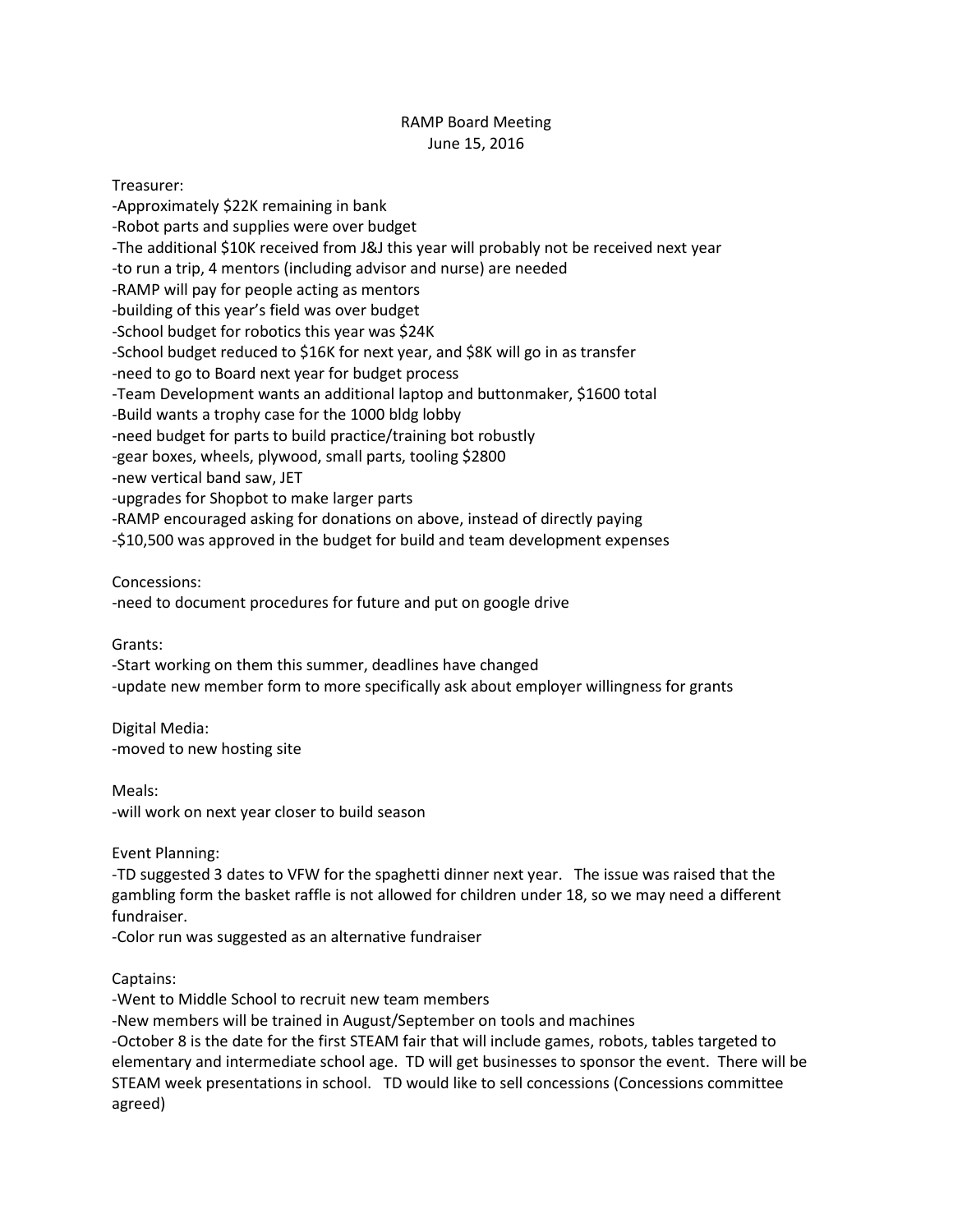# RAMP Board Meeting

June 15, 2016

Treasurer:

-Approximately $22K remaining in bank
-Robot parts and supplies were over budget
-The additional $10K received from J&J this year will probably not be received next year
-to run a trip, 4 mentors (including advisor and nurse) are needed
-RAMP will pay for people acting as mentors
-building of this year's field was over budget
-School budget for robotics this year was $24K
-School budget reduced to $16K for next year, and $8K will go in as transfer
-need to go to Board next year for budget process
-Team Development wants an additional laptop and buttonmaker, $1600 total
-Build wants a trophy case for the 1000 bldg lobby
-need budget for parts to build practice/training bot robustly
-gear boxes, wheels, plywood, small parts, tooling $2800
-new vertical band saw, JET
-upgrades for Shopbot to make larger parts
-RAMP encouraged asking for donations on above, instead of directly paying
-$10,500 was approved in the budget for build and team development expenses

Concessions:

-need to document procedures for future and put on google drive

Grants:

-Start working on them this summer, deadlines have changed
-update new member form to more specifically ask about employer willingness for grants

Digital Media:

-moved to new hosting site

Meals:

-will work on next year closer to build season

Event Planning:

-TD suggested 3 dates to VFW for the spaghetti dinner next year. The issue was raised that the gambling form the basket raffle is not allowed for children under 18, so we may need a different fundraiser.
-Color run was suggested as an alternative fundraiser

Captains:

-Went to Middle School to recruit new team members
-New members will be trained in August/September on tools and machines
-October 8 is the date for the first STEAM fair that will include games, robots, tables targeted to elementary and intermediate school age. TD will get businesses to sponsor the event. There will be STEAM week presentations in school. TD would like to sell concessions (Concessions committee agreed)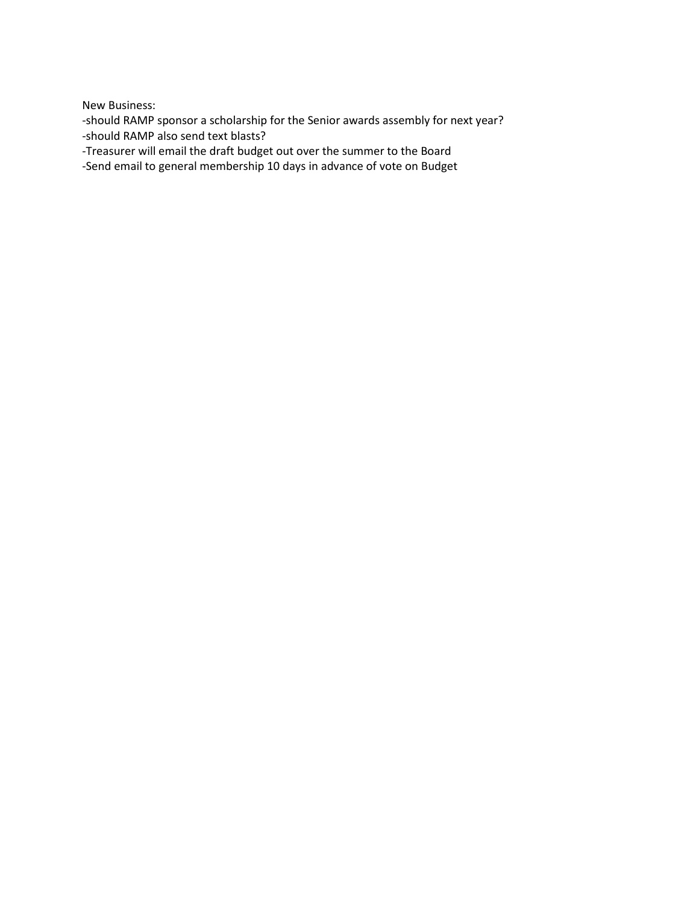New Business:

-should RAMP sponsor a scholarship for the Senior awards assembly for next year?

-should RAMP also send text blasts?

-Treasurer will email the draft budget out over the summer to the Board

-Send email to general membership 10 days in advance of vote on Budget